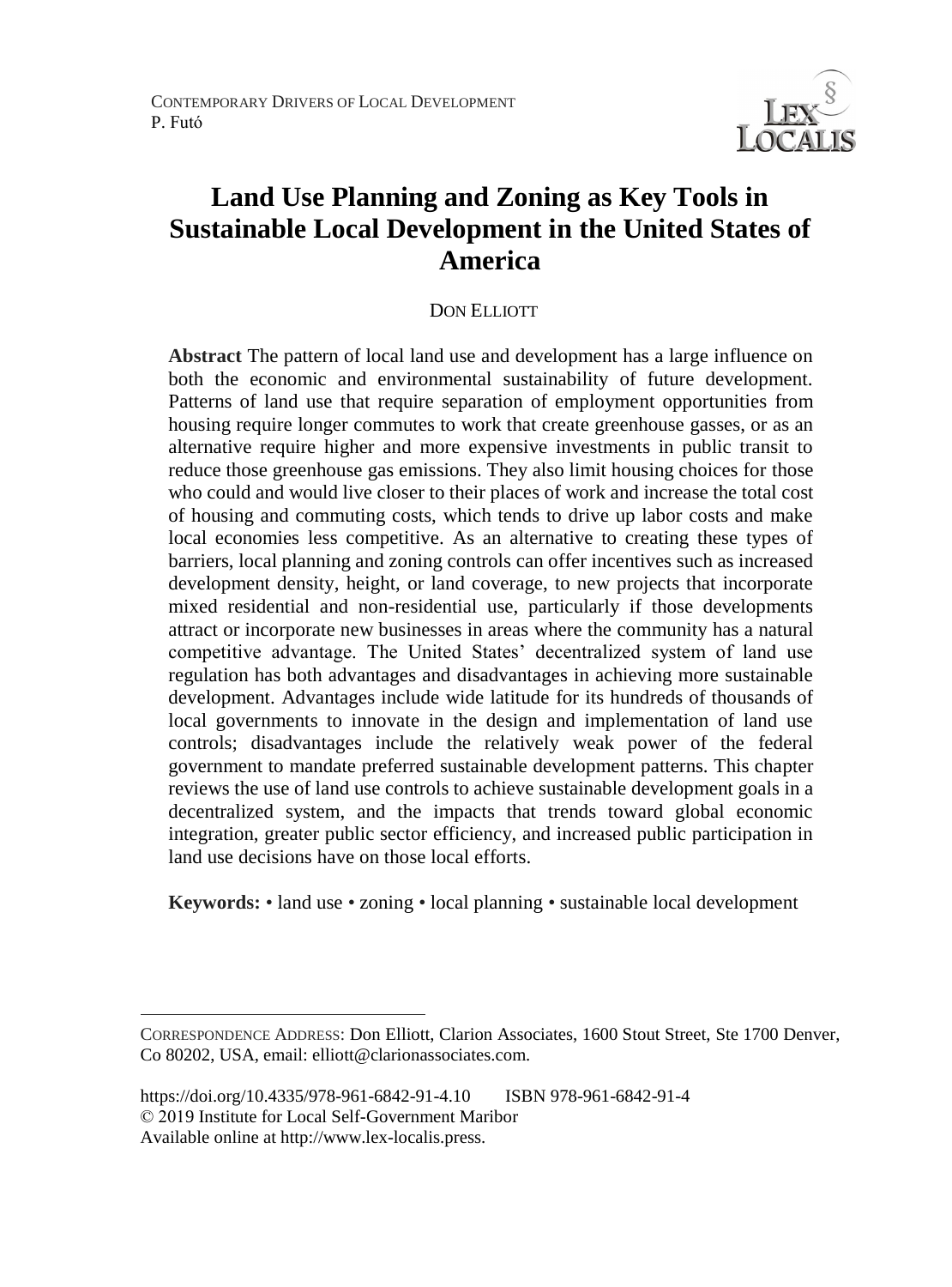# Land Use Planning and Zoning as Key Tools in Sustainable Local Development in the United States of America

DON ELLIOTT

**Abstract** The pattern of local land use and development has a large influence on both the economic and environmental sustainability of future development. Patterns of land use that require separation of employment opportunities from housing require longer commutes to work that create greenhouse gasses, or as an alternative require higher and more expensive investments in public transit to reduce those greenhouse gas emissions. They also limit housing choices for those who could and would live closer to their places of work and increase the total cost of housing and commuting costs, which tends to drive up labor costs and make local economies less competitive. As an alternative to creating these types of barriers, local planning and zoning controls can offer incentives such as increased development density, height, or land coverage, to new projects that incorporate mixed residential and non-residential use, particularly if those developments attract or incorporate new businesses in areas where the community has a natural competitive advantage. The United States' decentralized system of land use regulation has both advantages and disadvantages in achieving more sustainable development. Advantages include wide latitude for its hundreds of thousands of local governments to innovate in the design and implementation of land use controls; disadvantages include the relatively weak power of the federal government to mandate preferred sustainable development patterns. This chapter reviews the use of land use controls to achieve sustainable development goals in a decentralized system, and the impacts that trends toward global economic integration, greater public sector efficiency, and increased public participation in land use decisions have on those local efforts.

**Keywords:** • land use • zoning • local planning • sustainable local development

---

CORRESPONDENCE ADDRESS: Don Elliott, Clarion Associates, 1600 Stout Street, Ste 1700 Denver, Co 80202, USA, email: elliott@clarionassociates.com.

https://doi.org/10.4335/978-961-6842-91-4.10 ISBN 978-961-6842-91-4
© 2019 Institute for Local Self-Government Maribor
Available online at http://www.lex-localis.press.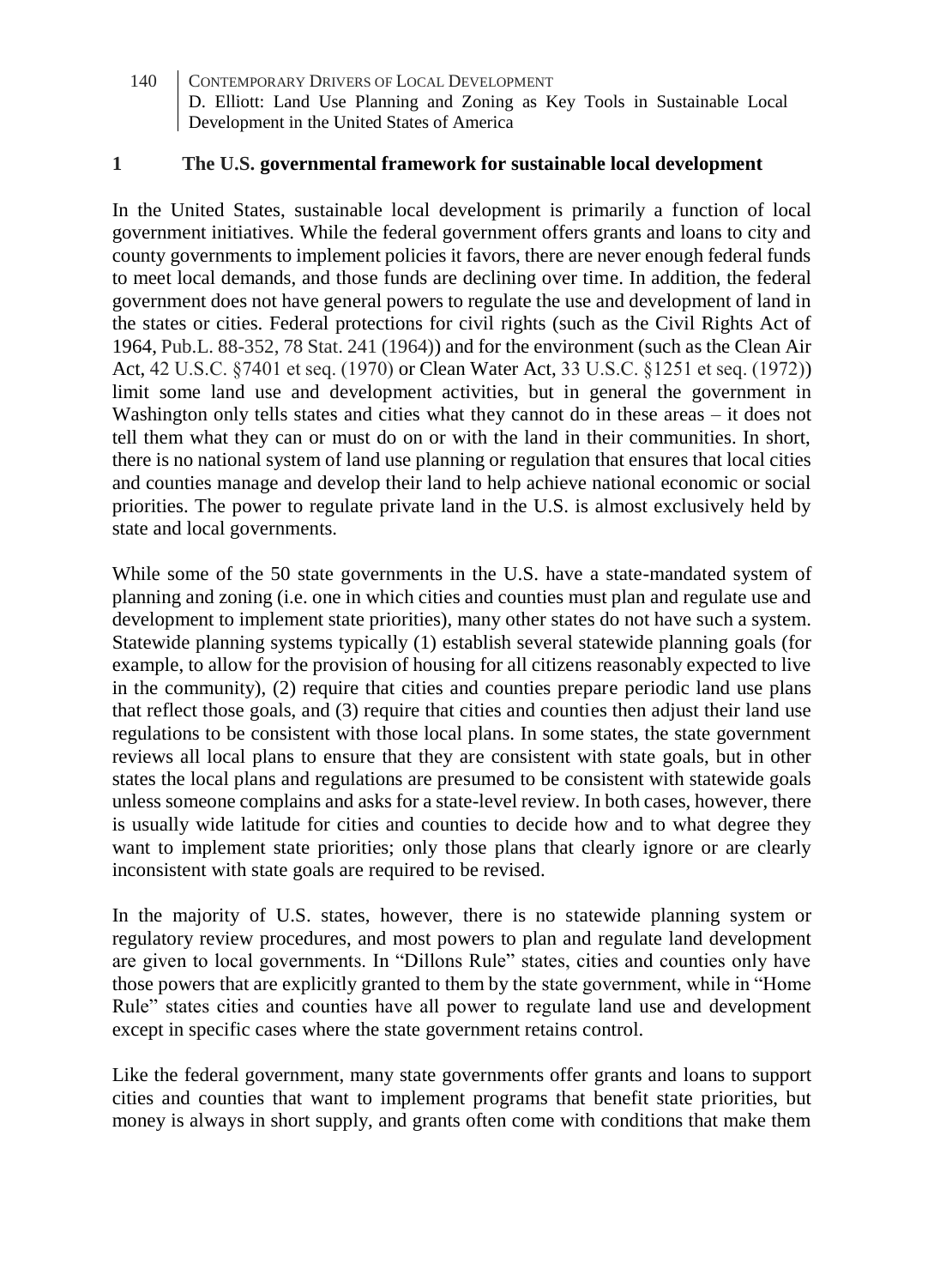## 1 The U.S. governmental framework for sustainable local development

In the United States, sustainable local development is primarily a function of local government initiatives. While the federal government offers grants and loans to city and county governments to implement policies it favors, there are never enough federal funds to meet local demands, and those funds are declining over time. In addition, the federal government does not have general powers to regulate the use and development of land in the states or cities. Federal protections for civil rights (such as the Civil Rights Act of 1964, Pub.L. 88-352, 78 Stat. 241 (1964)) and for the environment (such as the Clean Air Act, 42 U.S.C. §7401 et seq. (1970) or Clean Water Act, 33 U.S.C. §1251 et seq. (1972)) limit some land use and development activities, but in general the government in Washington only tells states and cities what they cannot do in these areas – it does not tell them what they can or must do on or with the land in their communities. In short, there is no national system of land use planning or regulation that ensures that local cities and counties manage and develop their land to help achieve national economic or social priorities. The power to regulate private land in the U.S. is almost exclusively held by state and local governments.

While some of the 50 state governments in the U.S. have a state-mandated system of planning and zoning (i.e. one in which cities and counties must plan and regulate use and development to implement state priorities), many other states do not have such a system. Statewide planning systems typically (1) establish several statewide planning goals (for example, to allow for the provision of housing for all citizens reasonably expected to live in the community), (2) require that cities and counties prepare periodic land use plans that reflect those goals, and (3) require that cities and counties then adjust their land use regulations to be consistent with those local plans. In some states, the state government reviews all local plans to ensure that they are consistent with state goals, but in other states the local plans and regulations are presumed to be consistent with statewide goals unless someone complains and asks for a state-level review. In both cases, however, there is usually wide latitude for cities and counties to decide how and to what degree they want to implement state priorities; only those plans that clearly ignore or are clearly inconsistent with state goals are required to be revised.

In the majority of U.S. states, however, there is no statewide planning system or regulatory review procedures, and most powers to plan and regulate land development are given to local governments. In "Dillons Rule" states, cities and counties only have those powers that are explicitly granted to them by the state government, while in "Home Rule" states cities and counties have all power to regulate land use and development except in specific cases where the state government retains control.

Like the federal government, many state governments offer grants and loans to support cities and counties that want to implement programs that benefit state priorities, but money is always in short supply, and grants often come with conditions that make them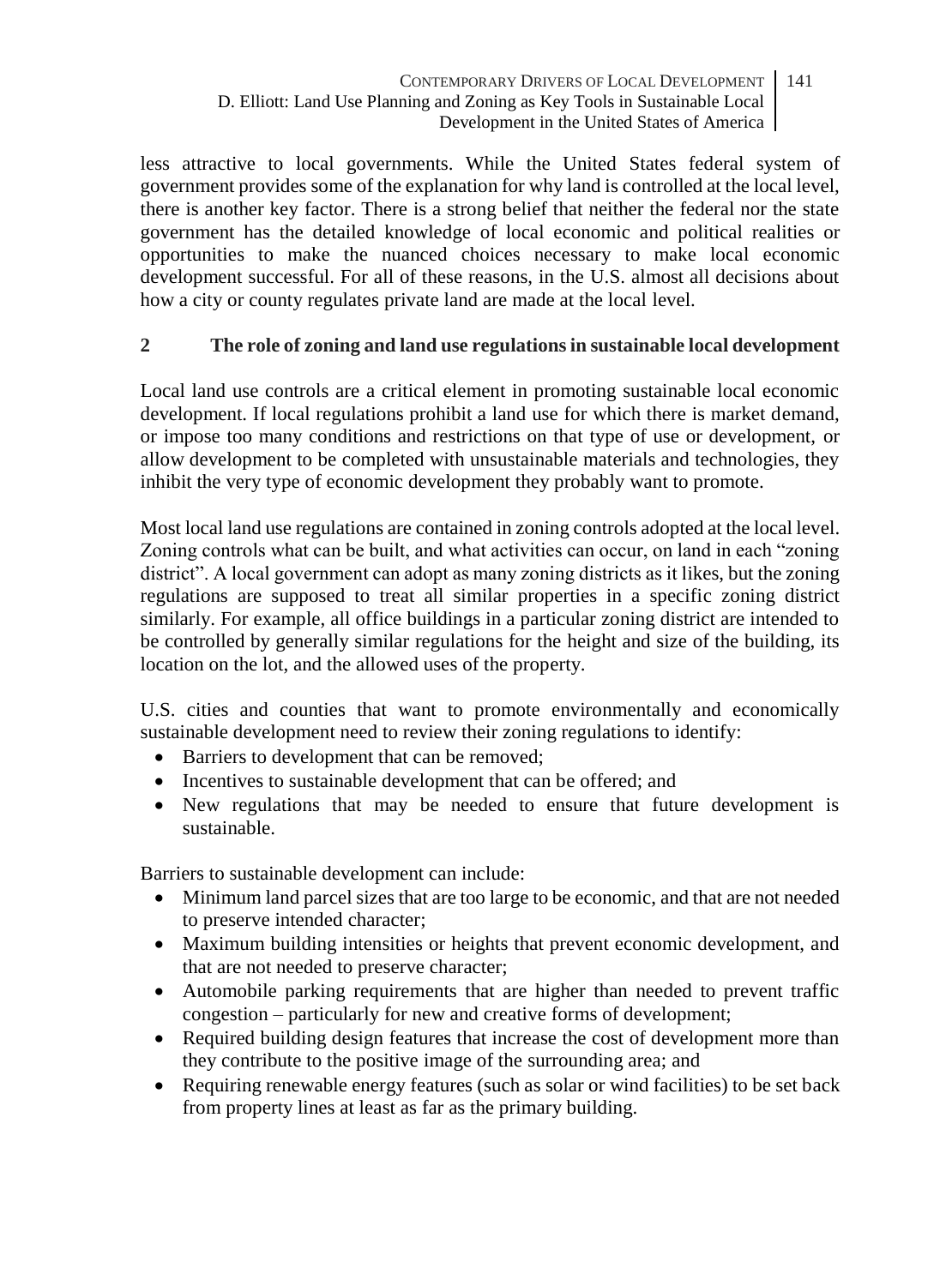less attractive to local governments. While the United States federal system of government provides some of the explanation for why land is controlled at the local level, there is another key factor. There is a strong belief that neither the federal nor the state government has the detailed knowledge of local economic and political realities or opportunities to make the nuanced choices necessary to make local economic development successful. For all of these reasons, in the U.S. almost all decisions about how a city or county regulates private land are made at the local level.

## 2 The role of zoning and land use regulations in sustainable local development

Local land use controls are a critical element in promoting sustainable local economic development. If local regulations prohibit a land use for which there is market demand, or impose too many conditions and restrictions on that type of use or development, or allow development to be completed with unsustainable materials and technologies, they inhibit the very type of economic development they probably want to promote.

Most local land use regulations are contained in zoning controls adopted at the local level. Zoning controls what can be built, and what activities can occur, on land in each "zoning district". A local government can adopt as many zoning districts as it likes, but the zoning regulations are supposed to treat all similar properties in a specific zoning district similarly. For example, all office buildings in a particular zoning district are intended to be controlled by generally similar regulations for the height and size of the building, its location on the lot, and the allowed uses of the property.

U.S. cities and counties that want to promote environmentally and economically sustainable development need to review their zoning regulations to identify:

- Barriers to development that can be removed;
- Incentives to sustainable development that can be offered; and
- New regulations that may be needed to ensure that future development is sustainable.

Barriers to sustainable development can include:

- Minimum land parcel sizes that are too large to be economic, and that are not needed to preserve intended character;
- Maximum building intensities or heights that prevent economic development, and that are not needed to preserve character;
- Automobile parking requirements that are higher than needed to prevent traffic congestion – particularly for new and creative forms of development;
- Required building design features that increase the cost of development more than they contribute to the positive image of the surrounding area; and
- Requiring renewable energy features (such as solar or wind facilities) to be set back from property lines at least as far as the primary building.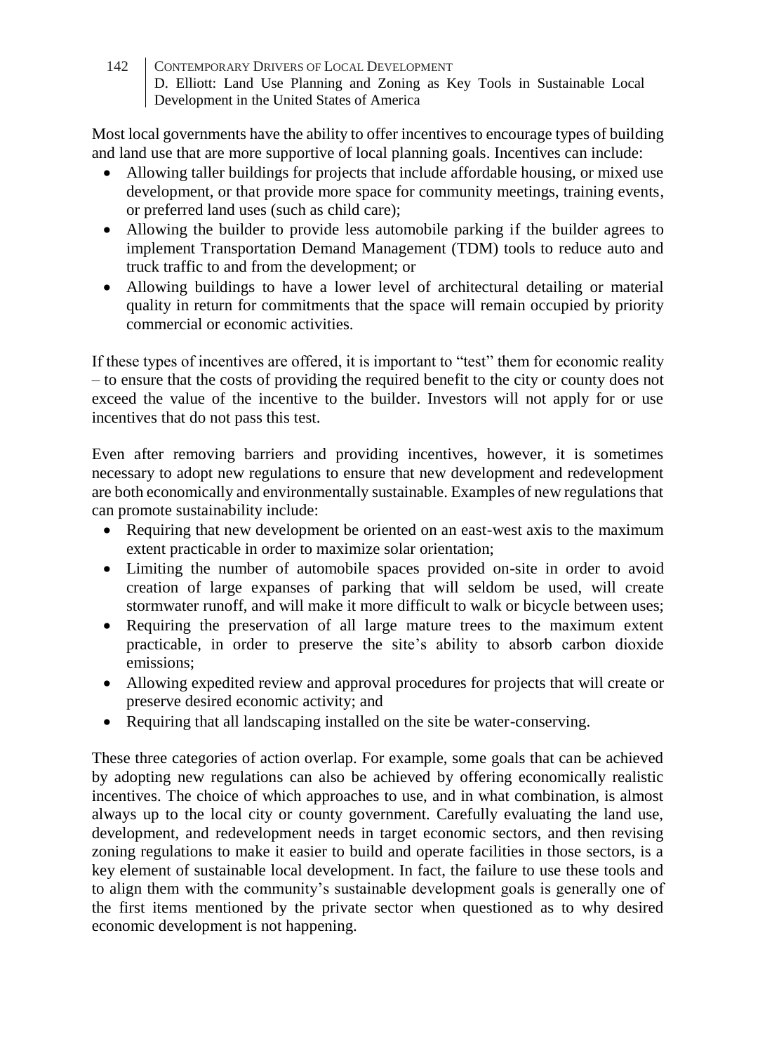Most local governments have the ability to offer incentives to encourage types of building and land use that are more supportive of local planning goals. Incentives can include:

- Allowing taller buildings for projects that include affordable housing, or mixed use development, or that provide more space for community meetings, training events, or preferred land uses (such as child care);
- Allowing the builder to provide less automobile parking if the builder agrees to implement Transportation Demand Management (TDM) tools to reduce auto and truck traffic to and from the development; or
- Allowing buildings to have a lower level of architectural detailing or material quality in return for commitments that the space will remain occupied by priority commercial or economic activities.

If these types of incentives are offered, it is important to "test" them for economic reality – to ensure that the costs of providing the required benefit to the city or county does not exceed the value of the incentive to the builder. Investors will not apply for or use incentives that do not pass this test.

Even after removing barriers and providing incentives, however, it is sometimes necessary to adopt new regulations to ensure that new development and redevelopment are both economically and environmentally sustainable. Examples of new regulations that can promote sustainability include:

- Requiring that new development be oriented on an east-west axis to the maximum extent practicable in order to maximize solar orientation;
- Limiting the number of automobile spaces provided on-site in order to avoid creation of large expanses of parking that will seldom be used, will create stormwater runoff, and will make it more difficult to walk or bicycle between uses;
- Requiring the preservation of all large mature trees to the maximum extent practicable, in order to preserve the site's ability to absorb carbon dioxide emissions;
- Allowing expedited review and approval procedures for projects that will create or preserve desired economic activity; and
- Requiring that all landscaping installed on the site be water-conserving.

These three categories of action overlap. For example, some goals that can be achieved by adopting new regulations can also be achieved by offering economically realistic incentives. The choice of which approaches to use, and in what combination, is almost always up to the local city or county government. Carefully evaluating the land use, development, and redevelopment needs in target economic sectors, and then revising zoning regulations to make it easier to build and operate facilities in those sectors, is a key element of sustainable local development. In fact, the failure to use these tools and to align them with the community's sustainable development goals is generally one of the first items mentioned by the private sector when questioned as to why desired economic development is not happening.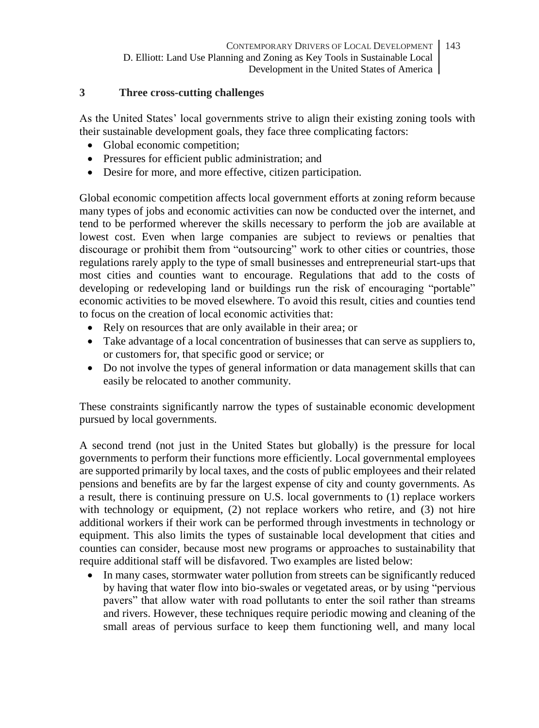## 3 Three cross-cutting challenges

As the United States' local governments strive to align their existing zoning tools with their sustainable development goals, they face three complicating factors:

- Global economic competition;
- Pressures for efficient public administration; and
- Desire for more, and more effective, citizen participation.

Global economic competition affects local government efforts at zoning reform because many types of jobs and economic activities can now be conducted over the internet, and tend to be performed wherever the skills necessary to perform the job are available at lowest cost. Even when large companies are subject to reviews or penalties that discourage or prohibit them from "outsourcing" work to other cities or countries, those regulations rarely apply to the type of small businesses and entrepreneurial start-ups that most cities and counties want to encourage. Regulations that add to the costs of developing or redeveloping land or buildings run the risk of encouraging "portable" economic activities to be moved elsewhere. To avoid this result, cities and counties tend to focus on the creation of local economic activities that:

- Rely on resources that are only available in their area; or
- Take advantage of a local concentration of businesses that can serve as suppliers to, or customers for, that specific good or service; or
- Do not involve the types of general information or data management skills that can easily be relocated to another community.

These constraints significantly narrow the types of sustainable economic development pursued by local governments.

A second trend (not just in the United States but globally) is the pressure for local governments to perform their functions more efficiently. Local governmental employees are supported primarily by local taxes, and the costs of public employees and their related pensions and benefits are by far the largest expense of city and county governments. As a result, there is continuing pressure on U.S. local governments to (1) replace workers with technology or equipment, (2) not replace workers who retire, and (3) not hire additional workers if their work can be performed through investments in technology or equipment. This also limits the types of sustainable local development that cities and counties can consider, because most new programs or approaches to sustainability that require additional staff will be disfavored. Two examples are listed below:

- In many cases, stormwater water pollution from streets can be significantly reduced by having that water flow into bio-swales or vegetated areas, or by using "pervious pavers" that allow water with road pollutants to enter the soil rather than streams and rivers. However, these techniques require periodic mowing and cleaning of the small areas of pervious surface to keep them functioning well, and many local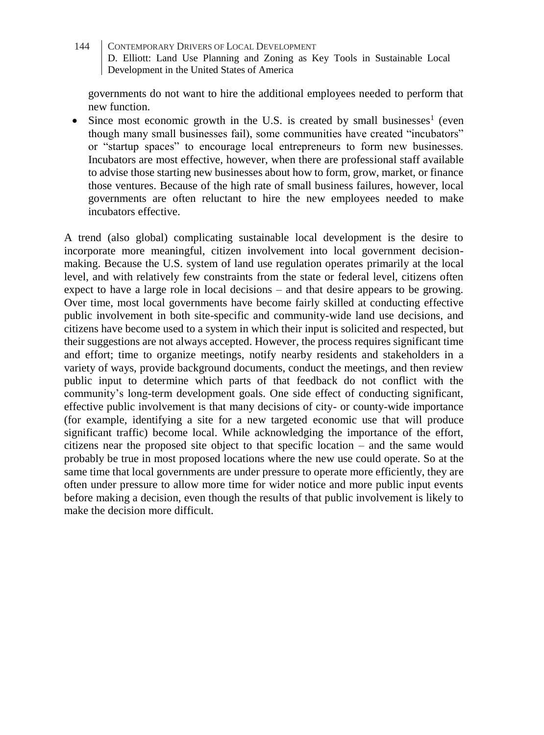governments do not want to hire the additional employees needed to perform that new function.

- Since most economic growth in the U.S. is created by small businesses[1] (even though many small businesses fail), some communities have created "incubators" or "startup spaces" to encourage local entrepreneurs to form new businesses. Incubators are most effective, however, when there are professional staff available to advise those starting new businesses about how to form, grow, market, or finance those ventures. Because of the high rate of small business failures, however, local governments are often reluctant to hire the new employees needed to make incubators effective.

A trend (also global) complicating sustainable local development is the desire to incorporate more meaningful, citizen involvement into local government decision-making. Because the U.S. system of land use regulation operates primarily at the local level, and with relatively few constraints from the state or federal level, citizens often expect to have a large role in local decisions – and that desire appears to be growing. Over time, most local governments have become fairly skilled at conducting effective public involvement in both site-specific and community-wide land use decisions, and citizens have become used to a system in which their input is solicited and respected, but their suggestions are not always accepted. However, the process requires significant time and effort; time to organize meetings, notify nearby residents and stakeholders in a variety of ways, provide background documents, conduct the meetings, and then review public input to determine which parts of that feedback do not conflict with the community's long-term development goals. One side effect of conducting significant, effective public involvement is that many decisions of city- or county-wide importance (for example, identifying a site for a new targeted economic use that will produce significant traffic) become local. While acknowledging the importance of the effort, citizens near the proposed site object to that specific location – and the same would probably be true in most proposed locations where the new use could operate. So at the same time that local governments are under pressure to operate more efficiently, they are often under pressure to allow more time for wider notice and more public input events before making a decision, even though the results of that public involvement is likely to make the decision more difficult.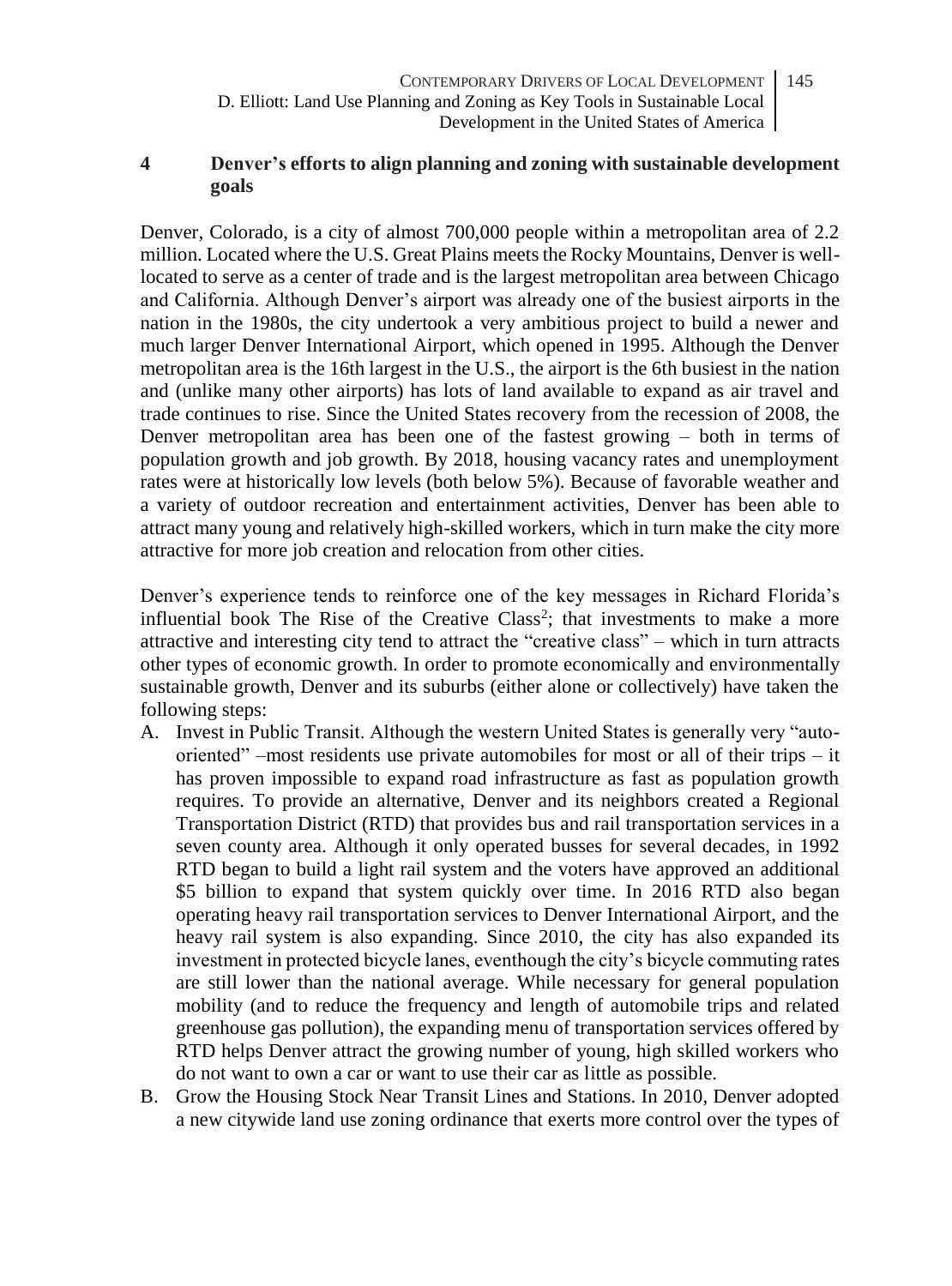## 4 Denver's efforts to align planning and zoning with sustainable development goals

Denver, Colorado, is a city of almost 700,000 people within a metropolitan area of 2.2 million. Located where the U.S. Great Plains meets the Rocky Mountains, Denver is well-located to serve as a center of trade and is the largest metropolitan area between Chicago and California. Although Denver's airport was already one of the busiest airports in the nation in the 1980s, the city undertook a very ambitious project to build a newer and much larger Denver International Airport, which opened in 1995. Although the Denver metropolitan area is the 16th largest in the U.S., the airport is the 6th busiest in the nation and (unlike many other airports) has lots of land available to expand as air travel and trade continues to rise. Since the United States recovery from the recession of 2008, the Denver metropolitan area has been one of the fastest growing – both in terms of population growth and job growth. By 2018, housing vacancy rates and unemployment rates were at historically low levels (both below 5%). Because of favorable weather and a variety of outdoor recreation and entertainment activities, Denver has been able to attract many young and relatively high-skilled workers, which in turn make the city more attractive for more job creation and relocation from other cities.

Denver's experience tends to reinforce one of the key messages in Richard Florida's influential book The Rise of the Creative Class[2]; that investments to make a more attractive and interesting city tend to attract the "creative class" – which in turn attracts other types of economic growth. In order to promote economically and environmentally sustainable growth, Denver and its suburbs (either alone or collectively) have taken the following steps:

A. Invest in Public Transit. Although the western United States is generally very "auto-oriented" –most residents use private automobiles for most or all of their trips – it has proven impossible to expand road infrastructure as fast as population growth requires. To provide an alternative, Denver and its neighbors created a Regional Transportation District (RTD) that provides bus and rail transportation services in a seven county area. Although it only operated busses for several decades, in 1992 RTD began to build a light rail system and the voters have approved an additional $5 billion to expand that system quickly over time. In 2016 RTD also began operating heavy rail transportation services to Denver International Airport, and the heavy rail system is also expanding. Since 2010, the city has also expanded its investment in protected bicycle lanes, eventhough the city's bicycle commuting rates are still lower than the national average. While necessary for general population mobility (and to reduce the frequency and length of automobile trips and related greenhouse gas pollution), the expanding menu of transportation services offered by RTD helps Denver attract the growing number of young, high skilled workers who do not want to own a car or want to use their car as little as possible.
B. Grow the Housing Stock Near Transit Lines and Stations. In 2010, Denver adopted a new citywide land use zoning ordinance that exerts more control over the types of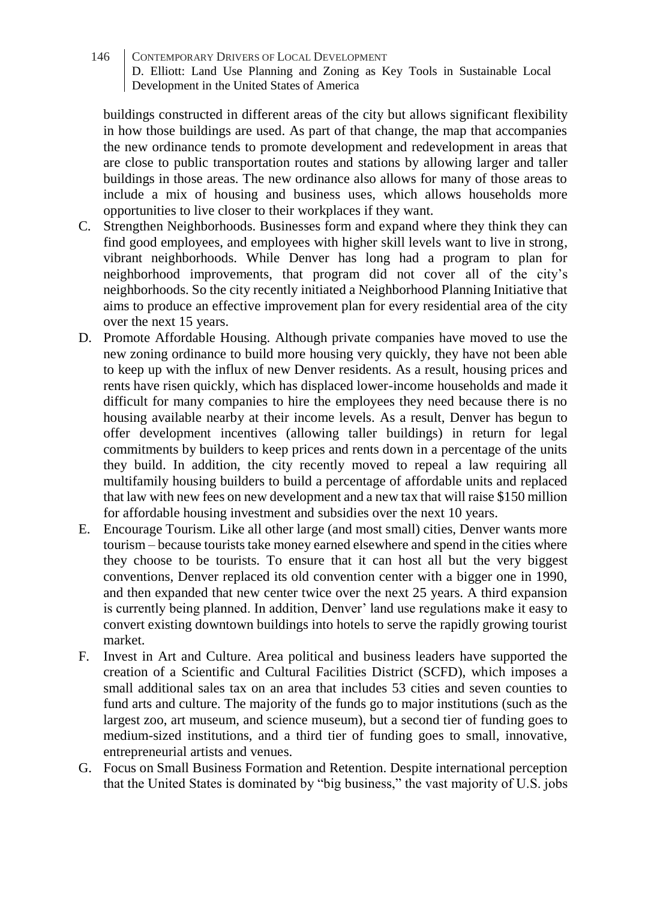buildings constructed in different areas of the city but allows significant flexibility in how those buildings are used. As part of that change, the map that accompanies the new ordinance tends to promote development and redevelopment in areas that are close to public transportation routes and stations by allowing larger and taller buildings in those areas. The new ordinance also allows for many of those areas to include a mix of housing and business uses, which allows households more opportunities to live closer to their workplaces if they want.

C. Strengthen Neighborhoods. Businesses form and expand where they think they can find good employees, and employees with higher skill levels want to live in strong, vibrant neighborhoods. While Denver has long had a program to plan for neighborhood improvements, that program did not cover all of the city's neighborhoods. So the city recently initiated a Neighborhood Planning Initiative that aims to produce an effective improvement plan for every residential area of the city over the next 15 years.

D. Promote Affordable Housing. Although private companies have moved to use the new zoning ordinance to build more housing very quickly, they have not been able to keep up with the influx of new Denver residents. As a result, housing prices and rents have risen quickly, which has displaced lower-income households and made it difficult for many companies to hire the employees they need because there is no housing available nearby at their income levels. As a result, Denver has begun to offer development incentives (allowing taller buildings) in return for legal commitments by builders to keep prices and rents down in a percentage of the units they build. In addition, the city recently moved to repeal a law requiring all multifamily housing builders to build a percentage of affordable units and replaced that law with new fees on new development and a new tax that will raise $150 million for affordable housing investment and subsidies over the next 10 years.

E. Encourage Tourism. Like all other large (and most small) cities, Denver wants more tourism – because tourists take money earned elsewhere and spend in the cities where they choose to be tourists. To ensure that it can host all but the very biggest conventions, Denver replaced its old convention center with a bigger one in 1990, and then expanded that new center twice over the next 25 years. A third expansion is currently being planned. In addition, Denver' land use regulations make it easy to convert existing downtown buildings into hotels to serve the rapidly growing tourist market.

F. Invest in Art and Culture. Area political and business leaders have supported the creation of a Scientific and Cultural Facilities District (SCFD), which imposes a small additional sales tax on an area that includes 53 cities and seven counties to fund arts and culture. The majority of the funds go to major institutions (such as the largest zoo, art museum, and science museum), but a second tier of funding goes to medium-sized institutions, and a third tier of funding goes to small, innovative, entrepreneurial artists and venues.

G. Focus on Small Business Formation and Retention. Despite international perception that the United States is dominated by "big business," the vast majority of U.S. jobs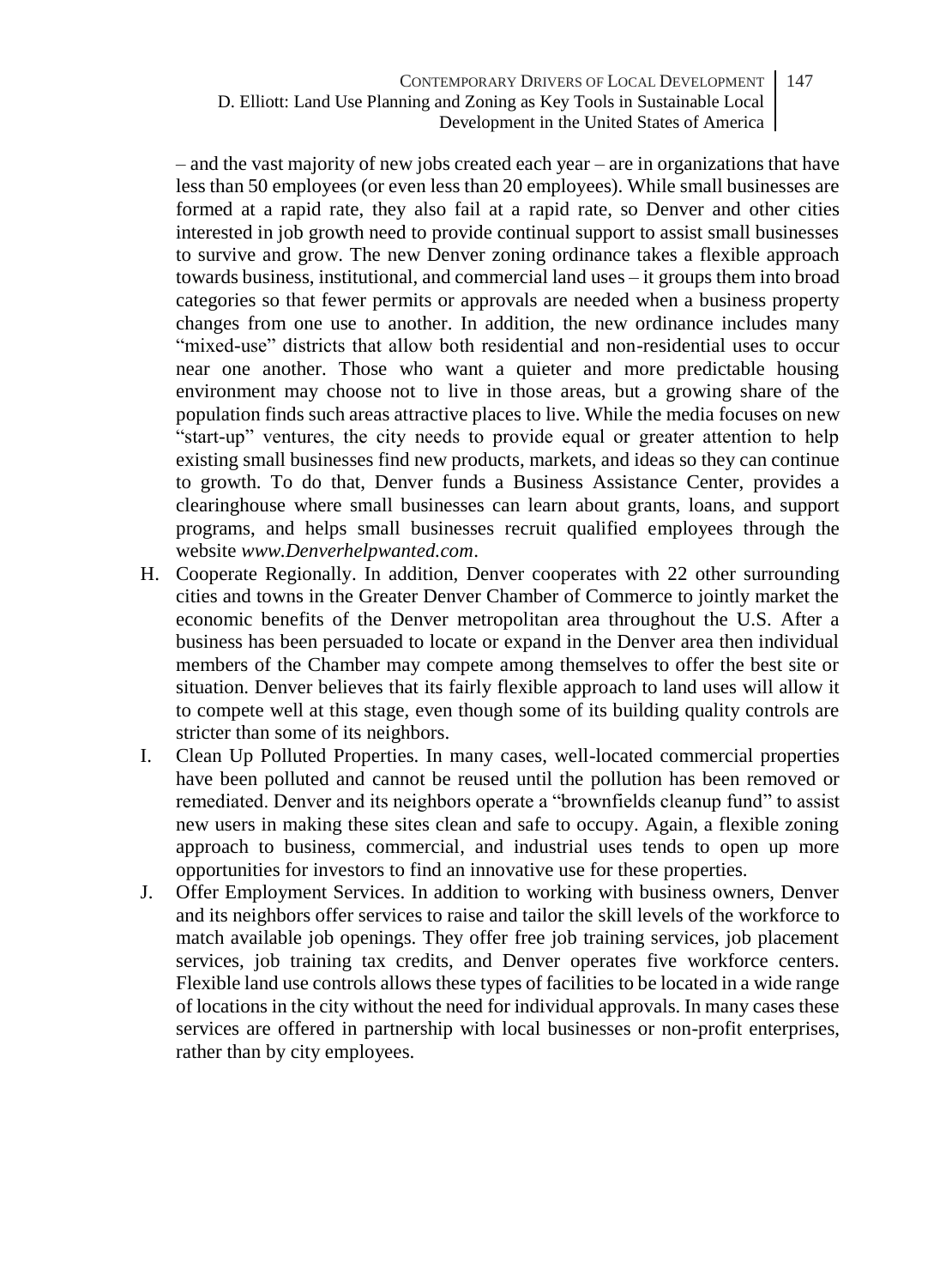– and the vast majority of new jobs created each year – are in organizations that have less than 50 employees (or even less than 20 employees). While small businesses are formed at a rapid rate, they also fail at a rapid rate, so Denver and other cities interested in job growth need to provide continual support to assist small businesses to survive and grow. The new Denver zoning ordinance takes a flexible approach towards business, institutional, and commercial land uses – it groups them into broad categories so that fewer permits or approvals are needed when a business property changes from one use to another. In addition, the new ordinance includes many "mixed-use" districts that allow both residential and non-residential uses to occur near one another. Those who want a quieter and more predictable housing environment may choose not to live in those areas, but a growing share of the population finds such areas attractive places to live. While the media focuses on new "start-up" ventures, the city needs to provide equal or greater attention to help existing small businesses find new products, markets, and ideas so they can continue to growth. To do that, Denver funds a Business Assistance Center, provides a clearinghouse where small businesses can learn about grants, loans, and support programs, and helps small businesses recruit qualified employees through the website *www.Denverhelpwanted.com*.

H. Cooperate Regionally. In addition, Denver cooperates with 22 other surrounding cities and towns in the Greater Denver Chamber of Commerce to jointly market the economic benefits of the Denver metropolitan area throughout the U.S. After a business has been persuaded to locate or expand in the Denver area then individual members of the Chamber may compete among themselves to offer the best site or situation. Denver believes that its fairly flexible approach to land uses will allow it to compete well at this stage, even though some of its building quality controls are stricter than some of its neighbors.

I. Clean Up Polluted Properties. In many cases, well-located commercial properties have been polluted and cannot be reused until the pollution has been removed or remediated. Denver and its neighbors operate a "brownfields cleanup fund" to assist new users in making these sites clean and safe to occupy. Again, a flexible zoning approach to business, commercial, and industrial uses tends to open up more opportunities for investors to find an innovative use for these properties.

J. Offer Employment Services. In addition to working with business owners, Denver and its neighbors offer services to raise and tailor the skill levels of the workforce to match available job openings. They offer free job training services, job placement services, job training tax credits, and Denver operates five workforce centers. Flexible land use controls allows these types of facilities to be located in a wide range of locations in the city without the need for individual approvals. In many cases these services are offered in partnership with local businesses or non-profit enterprises, rather than by city employees.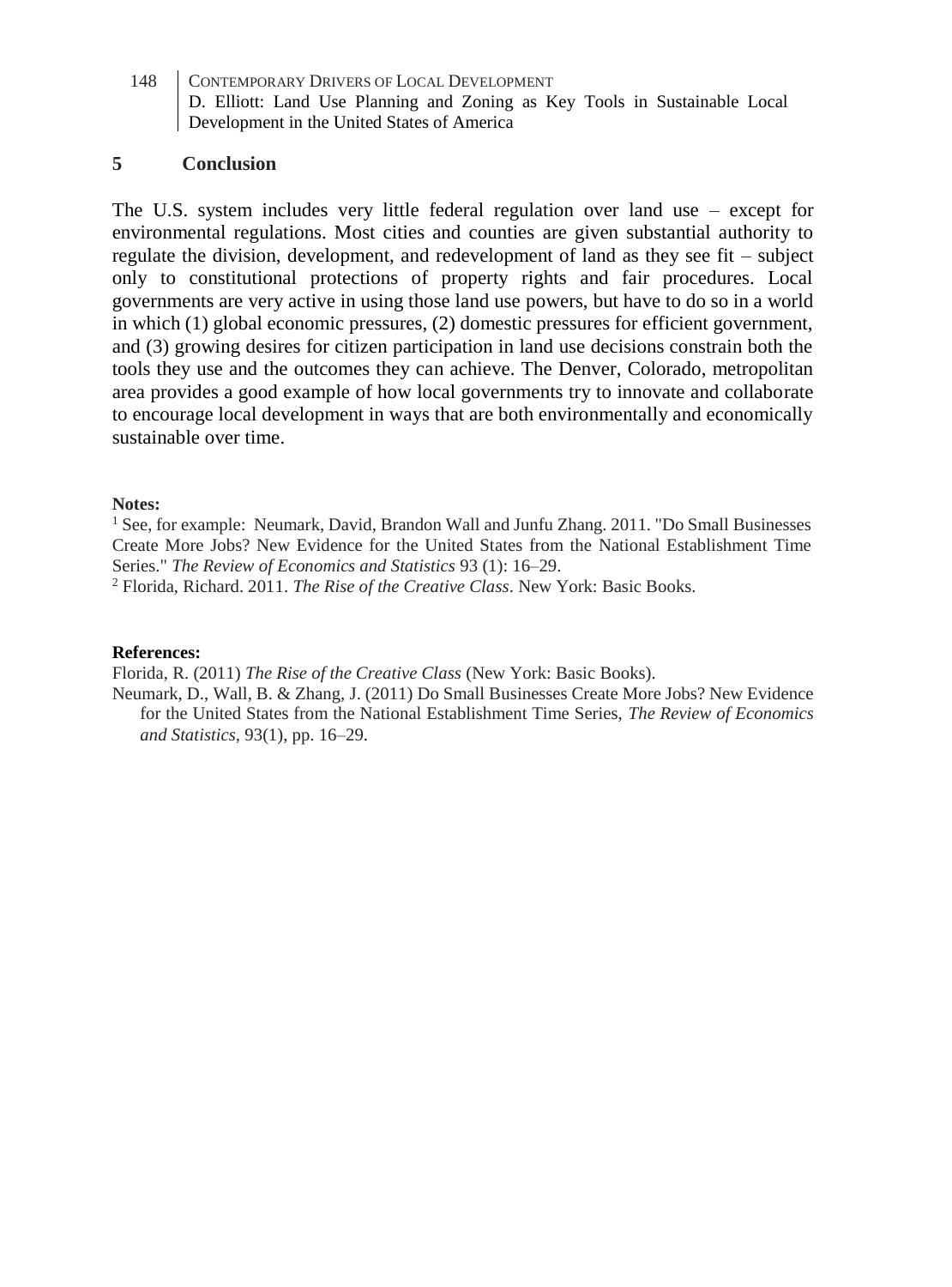## 5 Conclusion

The U.S. system includes very little federal regulation over land use – except for environmental regulations. Most cities and counties are given substantial authority to regulate the division, development, and redevelopment of land as they see fit – subject only to constitutional protections of property rights and fair procedures. Local governments are very active in using those land use powers, but have to do so in a world in which (1) global economic pressures, (2) domestic pressures for efficient government, and (3) growing desires for citizen participation in land use decisions constrain both the tools they use and the outcomes they can achieve. The Denver, Colorado, metropolitan area provides a good example of how local governments try to innovate and collaborate to encourage local development in ways that are both environmentally and economically sustainable over time.

**Notes:**

[1] See, for example: Neumark, David, Brandon Wall and Junfu Zhang. 2011. "Do Small Businesses Create More Jobs? New Evidence for the United States from the National Establishment Time Series." *The Review of Economics and Statistics* 93 (1): 16–29.

[2] Florida, Richard. 2011. *The Rise of the Creative Class*. New York: Basic Books.

**References:**

Florida, R. (2011) *The Rise of the Creative Class* (New York: Basic Books).

Neumark, D., Wall, B. & Zhang, J. (2011) Do Small Businesses Create More Jobs? New Evidence for the United States from the National Establishment Time Series, *The Review of Economics and Statistics*, 93(1), pp. 16–29.